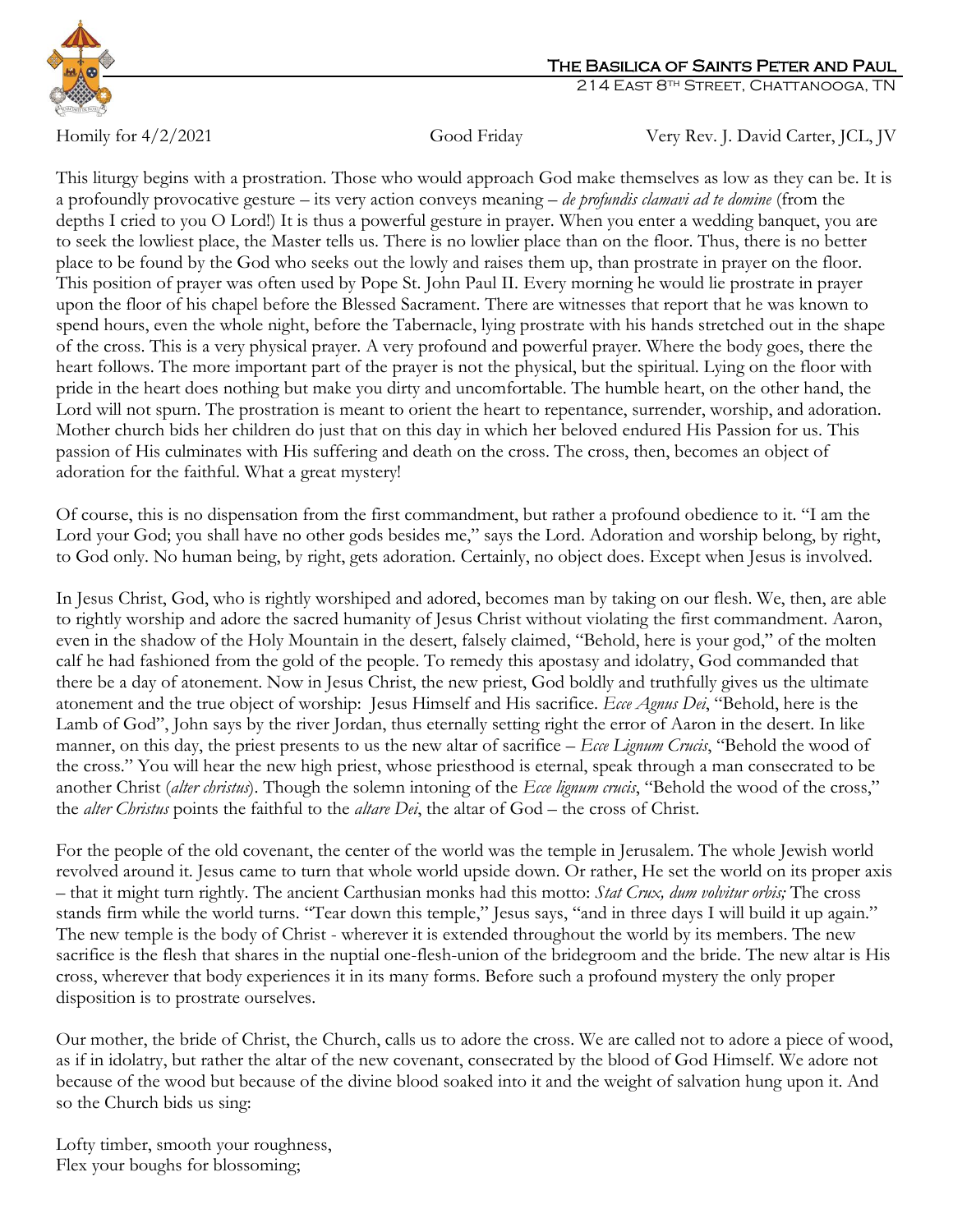The Basilica of Saints Peter and Paul
214 East 8th Street, Chattanooga, TN

Homily for 4/2/2021 Good Friday Very Rev. J. David Carter, JCL, JV

This liturgy begins with a prostration. Those who would approach God make themselves as low as they can be. It is a profoundly provocative gesture – its very action conveys meaning – *de profundis clamavi ad te domine* (from the depths I cried to you O Lord!) It is thus a powerful gesture in prayer. When you enter a wedding banquet, you are to seek the lowliest place, the Master tells us. There is no lowlier place than on the floor. Thus, there is no better place to be found by the God who seeks out the lowly and raises them up, than prostrate in prayer on the floor. This position of prayer was often used by Pope St. John Paul II. Every morning he would lie prostrate in prayer upon the floor of his chapel before the Blessed Sacrament. There are witnesses that report that he was known to spend hours, even the whole night, before the Tabernacle, lying prostrate with his hands stretched out in the shape of the cross. This is a very physical prayer. A very profound and powerful prayer. Where the body goes, there the heart follows. The more important part of the prayer is not the physical, but the spiritual. Lying on the floor with pride in the heart does nothing but make you dirty and uncomfortable. The humble heart, on the other hand, the Lord will not spurn. The prostration is meant to orient the heart to repentance, surrender, worship, and adoration. Mother church bids her children do just that on this day in which her beloved endured His Passion for us. This passion of His culminates with His suffering and death on the cross. The cross, then, becomes an object of adoration for the faithful. What a great mystery!

Of course, this is no dispensation from the first commandment, but rather a profound obedience to it. "I am the Lord your God; you shall have no other gods besides me," says the Lord. Adoration and worship belong, by right, to God only. No human being, by right, gets adoration. Certainly, no object does. Except when Jesus is involved.

In Jesus Christ, God, who is rightly worshiped and adored, becomes man by taking on our flesh. We, then, are able to rightly worship and adore the sacred humanity of Jesus Christ without violating the first commandment. Aaron, even in the shadow of the Holy Mountain in the desert, falsely claimed, "Behold, here is your god," of the molten calf he had fashioned from the gold of the people. To remedy this apostasy and idolatry, God commanded that there be a day of atonement. Now in Jesus Christ, the new priest, God boldly and truthfully gives us the ultimate atonement and the true object of worship: Jesus Himself and His sacrifice. *Ecce Agnus Dei*, "Behold, here is the Lamb of God", John says by the river Jordan, thus eternally setting right the error of Aaron in the desert. In like manner, on this day, the priest presents to us the new altar of sacrifice – *Ecce Lignum Crucis*, "Behold the wood of the cross." You will hear the new high priest, whose priesthood is eternal, speak through a man consecrated to be another Christ (*alter christus*). Though the solemn intoning of the *Ecce lignum crucis*, "Behold the wood of the cross," the *alter Christus* points the faithful to the *altare Dei*, the altar of God – the cross of Christ.

For the people of the old covenant, the center of the world was the temple in Jerusalem. The whole Jewish world revolved around it. Jesus came to turn that whole world upside down. Or rather, He set the world on its proper axis – that it might turn rightly. The ancient Carthusian monks had this motto: *Stat Crux, dum volvitur orbis;* The cross stands firm while the world turns. "Tear down this temple," Jesus says, "and in three days I will build it up again." The new temple is the body of Christ - wherever it is extended throughout the world by its members. The new sacrifice is the flesh that shares in the nuptial one-flesh-union of the bridegroom and the bride. The new altar is His cross, wherever that body experiences it in its many forms. Before such a profound mystery the only proper disposition is to prostrate ourselves.

Our mother, the bride of Christ, the Church, calls us to adore the cross. We are called not to adore a piece of wood, as if in idolatry, but rather the altar of the new covenant, consecrated by the blood of God Himself. We adore not because of the wood but because of the divine blood soaked into it and the weight of salvation hung upon it. And so the Church bids us sing:

Lofty timber, smooth your roughness,
Flex your boughs for blossoming;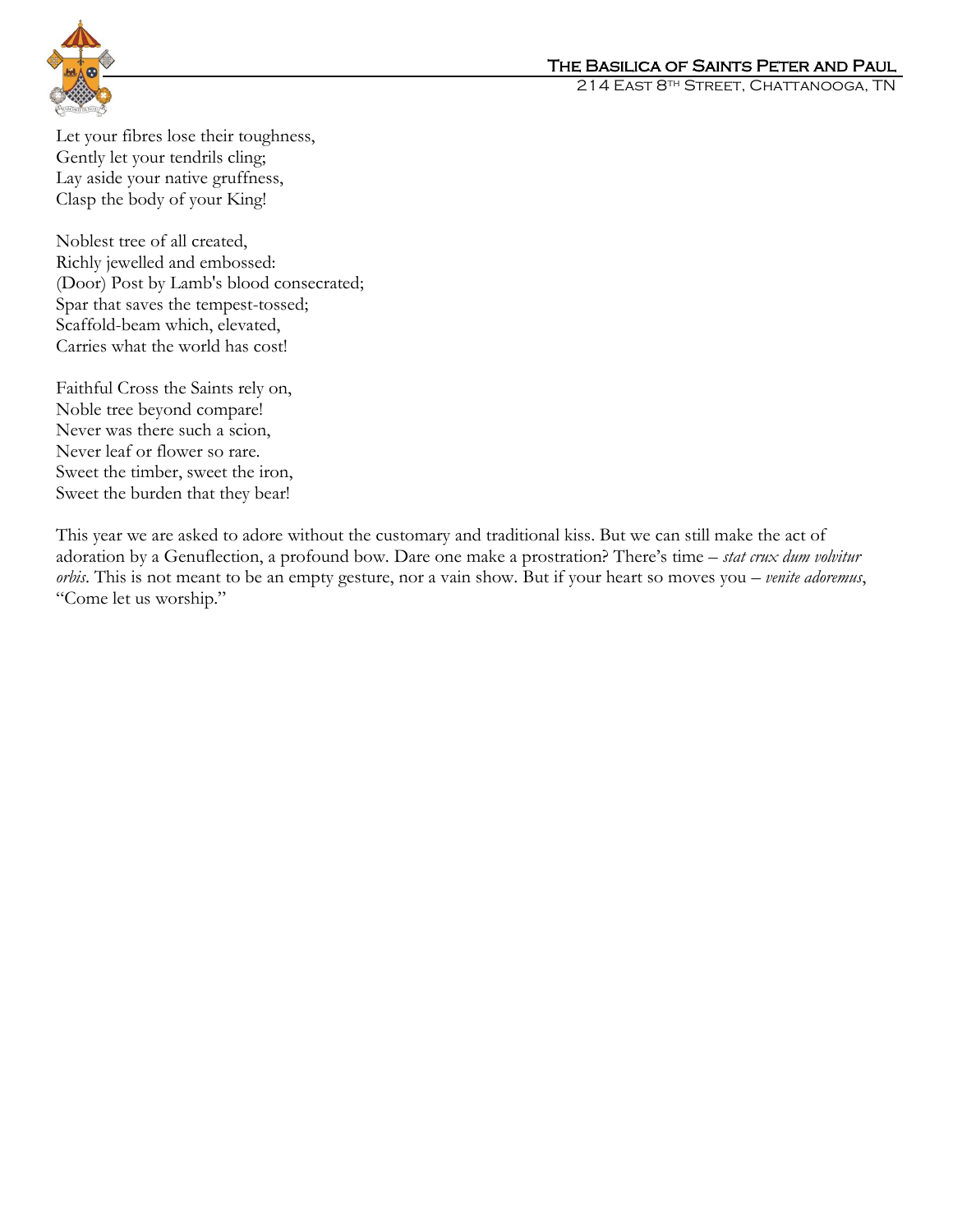Let your fibres lose their toughness,
Gently let your tendrils cling;
Lay aside your native gruffness,
Clasp the body of your King!

Noblest tree of all created,
Richly jewelled and embossed:
(Door) Post by Lamb's blood consecrated;
Spar that saves the tempest-tossed;
Scaffold-beam which, elevated,
Carries what the world has cost!

Faithful Cross the Saints rely on,
Noble tree beyond compare!
Never was there such a scion,
Never leaf or flower so rare.
Sweet the timber, sweet the iron,
Sweet the burden that they bear!

This year we are asked to adore without the customary and traditional kiss. But we can still make the act of adoration by a Genuflection, a profound bow. Dare one make a prostration? There's time – *stat crux dum volvitur orbis*. This is not meant to be an empty gesture, nor a vain show. But if your heart so moves you – *venite adoremus*, "Come let us worship."